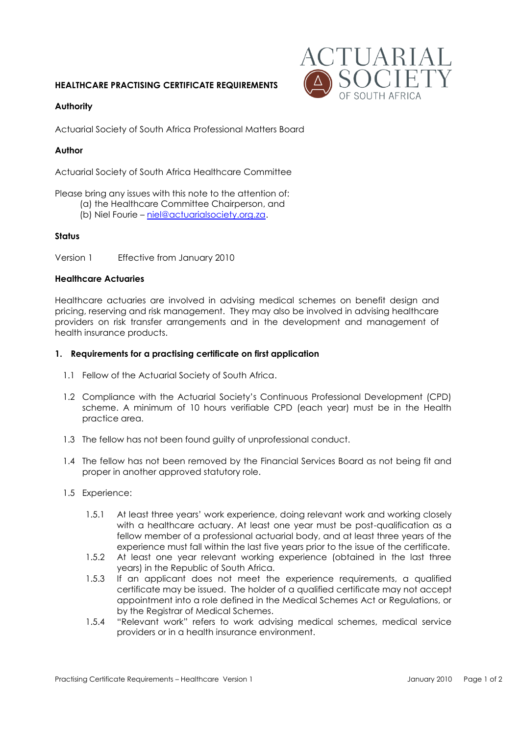# HEALTHCARE PRACTISING CERTIFICATE REQUIREMENTS

## Authority

Actuarial Society of South Africa Professional Matters Board

## Author

Actuarial Society of South Africa Healthcare Committee

Please bring any issues with this note to the attention of:

(a) the Healthcare Committee Chairperson, and
(b) Niel Fourie – niel@actuarialsociety.org.za.

## Status

Version 1 Effective from January 2010

## Healthcare Actuaries

Healthcare actuaries are involved in advising medical schemes on benefit design and pricing, reserving and risk management. They may also be involved in advising healthcare providers on risk transfer arrangements and in the development and management of health insurance products.

## 1. Requirements for a practising certificate on first application

1.1 Fellow of the Actuarial Society of South Africa.

1.2 Compliance with the Actuarial Society's Continuous Professional Development (CPD) scheme. A minimum of 10 hours verifiable CPD (each year) must be in the Health practice area.

1.3 The fellow has not been found guilty of unprofessional conduct.

1.4 The fellow has not been removed by the Financial Services Board as not being fit and proper in another approved statutory role.

1.5 Experience:

1.5.1 At least three years' work experience, doing relevant work and working closely with a healthcare actuary. At least one year must be post-qualification as a fellow member of a professional actuarial body, and at least three years of the experience must fall within the last five years prior to the issue of the certificate.

1.5.2 At least one year relevant working experience (obtained in the last three years) in the Republic of South Africa.

1.5.3 If an applicant does not meet the experience requirements, a qualified certificate may be issued. The holder of a qualified certificate may not accept appointment into a role defined in the Medical Schemes Act or Regulations, or by the Registrar of Medical Schemes.

1.5.4 "Relevant work" refers to work advising medical schemes, medical service providers or in a health insurance environment.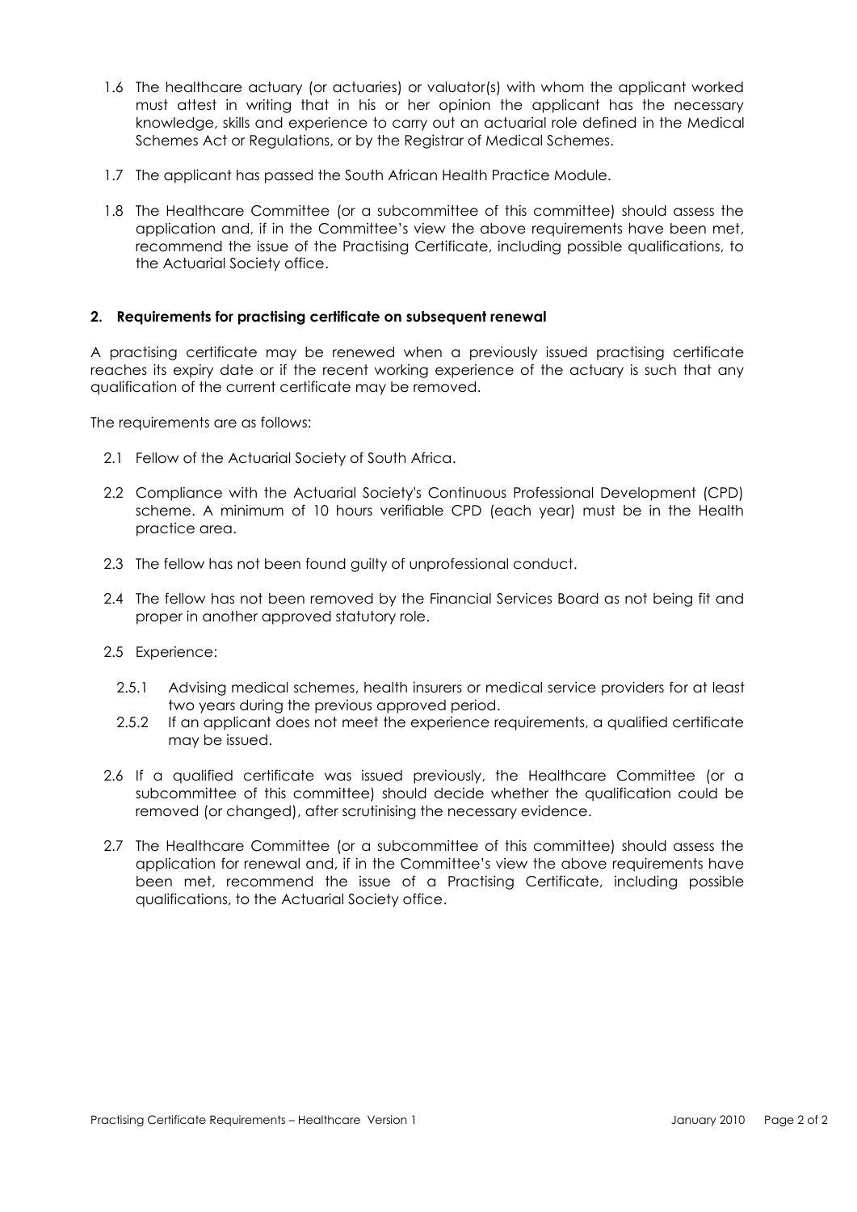1.6 The healthcare actuary (or actuaries) or valuator(s) with whom the applicant worked must attest in writing that in his or her opinion the applicant has the necessary knowledge, skills and experience to carry out an actuarial role defined in the Medical Schemes Act or Regulations, or by the Registrar of Medical Schemes.

1.7 The applicant has passed the South African Health Practice Module.

1.8 The Healthcare Committee (or a subcommittee of this committee) should assess the application and, if in the Committee's view the above requirements have been met, recommend the issue of the Practising Certificate, including possible qualifications, to the Actuarial Society office.

## 2. Requirements for practising certificate on subsequent renewal

A practising certificate may be renewed when a previously issued practising certificate reaches its expiry date or if the recent working experience of the actuary is such that any qualification of the current certificate may be removed.

The requirements are as follows:

2.1 Fellow of the Actuarial Society of South Africa.

2.2 Compliance with the Actuarial Society's Continuous Professional Development (CPD) scheme. A minimum of 10 hours verifiable CPD (each year) must be in the Health practice area.

2.3 The fellow has not been found guilty of unprofessional conduct.

2.4 The fellow has not been removed by the Financial Services Board as not being fit and proper in another approved statutory role.

2.5 Experience:

2.5.1 Advising medical schemes, health insurers or medical service providers for at least two years during the previous approved period.

2.5.2 If an applicant does not meet the experience requirements, a qualified certificate may be issued.

2.6 If a qualified certificate was issued previously, the Healthcare Committee (or a subcommittee of this committee) should decide whether the qualification could be removed (or changed), after scrutinising the necessary evidence.

2.7 The Healthcare Committee (or a subcommittee of this committee) should assess the application for renewal and, if in the Committee's view the above requirements have been met, recommend the issue of a Practising Certificate, including possible qualifications, to the Actuarial Society office.